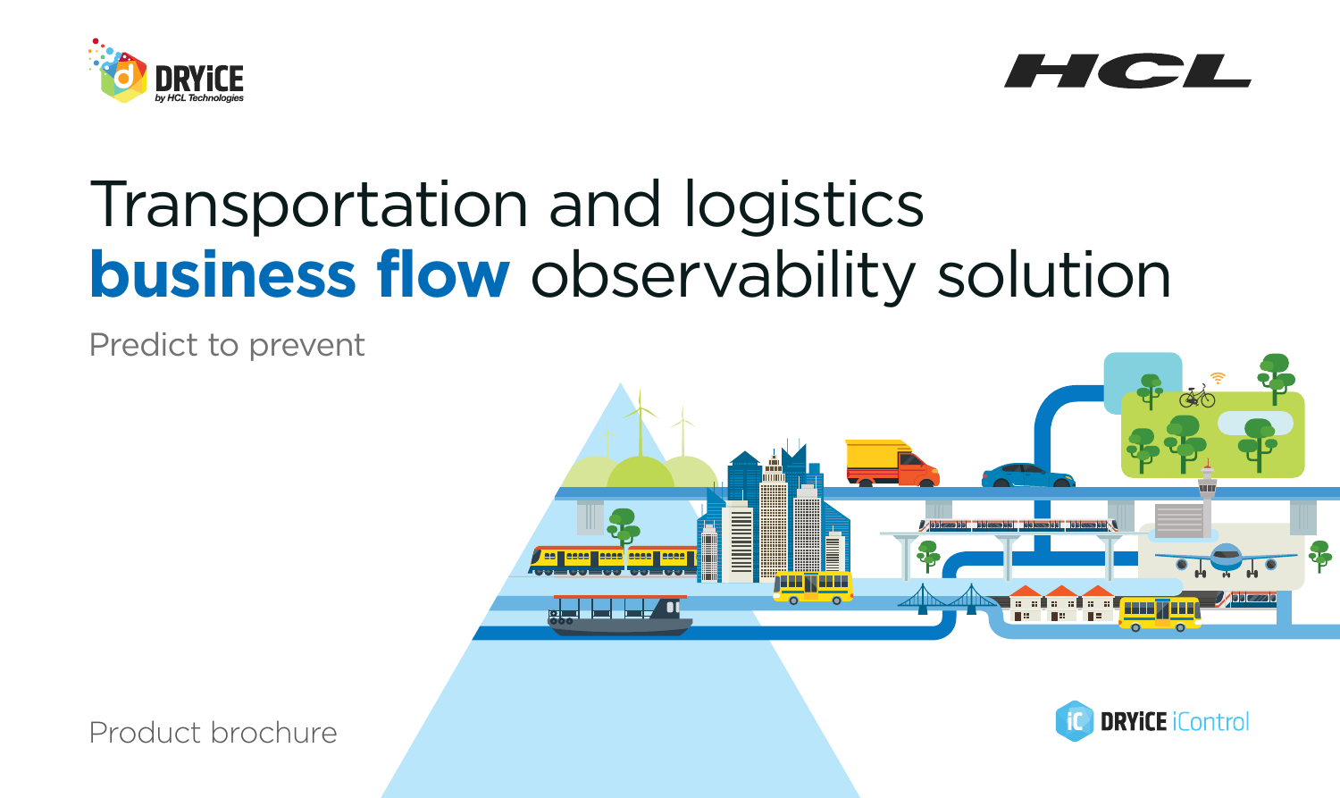DRYiCE by HCL Technologies

HCL

# Transportation and logistics **business flow** observability solution

Predict to prevent

Product brochure

DRYiCE iControl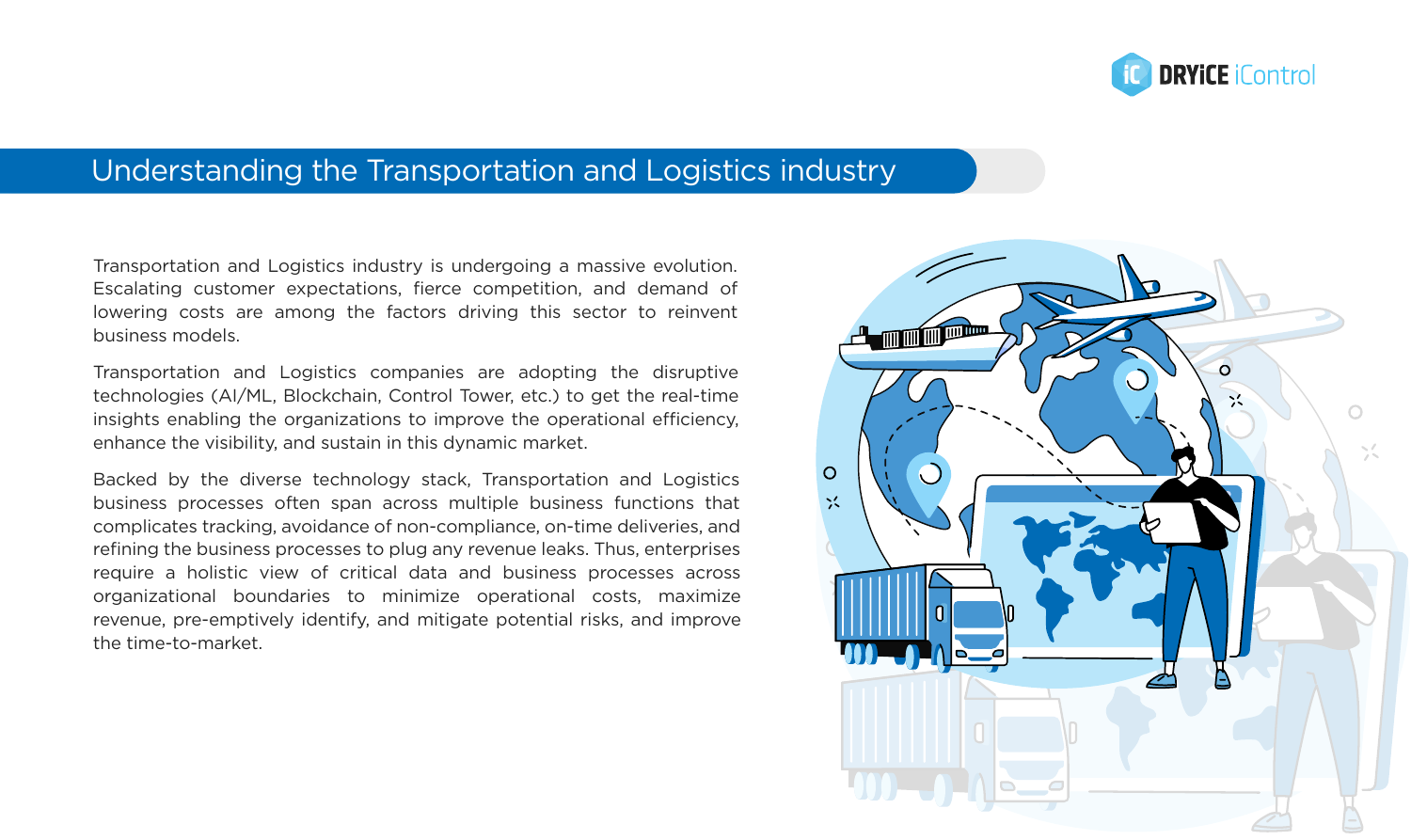## Understanding the Transportation and Logistics industry

Transportation and Logistics industry is undergoing a massive evolution. Escalating customer expectations, fierce competition, and demand of lowering costs are among the factors driving this sector to reinvent business models.

Transportation and Logistics companies are adopting the disruptive technologies (AI/ML, Blockchain, Control Tower, etc.) to get the real-time insights enabling the organizations to improve the operational efficiency, enhance the visibility, and sustain in this dynamic market.

Backed by the diverse technology stack, Transportation and Logistics business processes often span across multiple business functions that complicates tracking, avoidance of non-compliance, on-time deliveries, and refining the business processes to plug any revenue leaks. Thus, enterprises require a holistic view of critical data and business processes across organizational boundaries to minimize operational costs, maximize revenue, pre-emptively identify, and mitigate potential risks, and improve the time-to-market.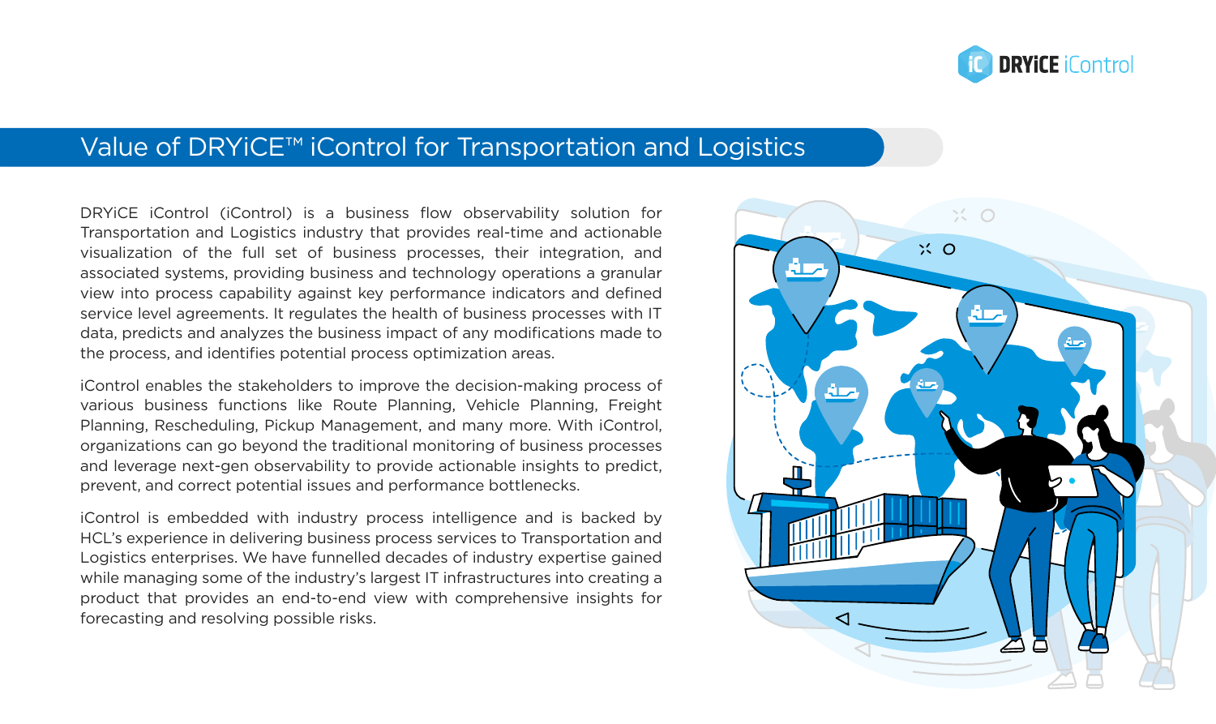# Value of DRYiCE™ iControl for Transportation and Logistics

DRYiCE iControl (iControl) is a business flow observability solution for Transportation and Logistics industry that provides real-time and actionable visualization of the full set of business processes, their integration, and associated systems, providing business and technology operations a granular view into process capability against key performance indicators and defined service level agreements. It regulates the health of business processes with IT data, predicts and analyzes the business impact of any modifications made to the process, and identifies potential process optimization areas.

iControl enables the stakeholders to improve the decision-making process of various business functions like Route Planning, Vehicle Planning, Freight Planning, Rescheduling, Pickup Management, and many more. With iControl, organizations can go beyond the traditional monitoring of business processes and leverage next-gen observability to provide actionable insights to predict, prevent, and correct potential issues and performance bottlenecks.

iControl is embedded with industry process intelligence and is backed by HCL's experience in delivering business process services to Transportation and Logistics enterprises. We have funnelled decades of industry expertise gained while managing some of the industry's largest IT infrastructures into creating a product that provides an end-to-end view with comprehensive insights for forecasting and resolving possible risks.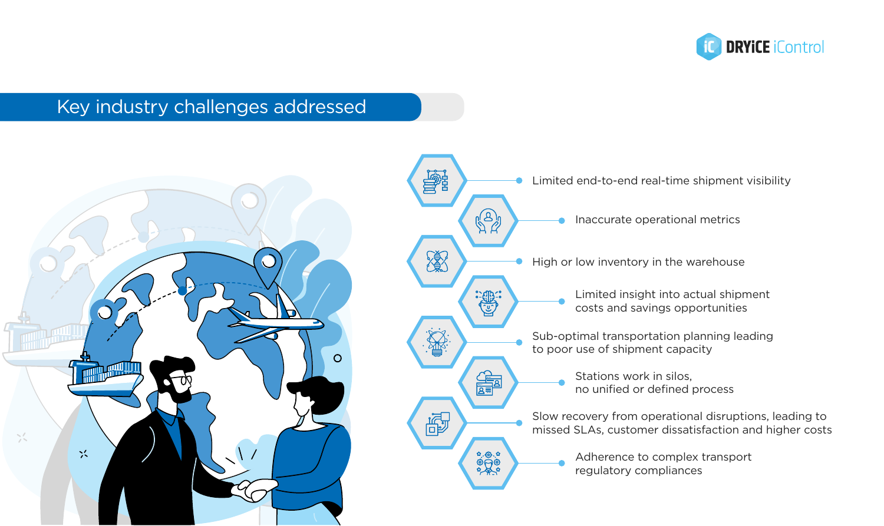## Key industry challenges addressed

- Limited end-to-end real-time shipment visibility
- Inaccurate operational metrics
- High or low inventory in the warehouse
- Limited insight into actual shipment costs and savings opportunities
- Sub-optimal transportation planning leading to poor use of shipment capacity
- Stations work in silos, no unified or defined process
- Slow recovery from operational disruptions, leading to missed SLAs, customer dissatisfaction and higher costs
- Adherence to complex transport regulatory compliances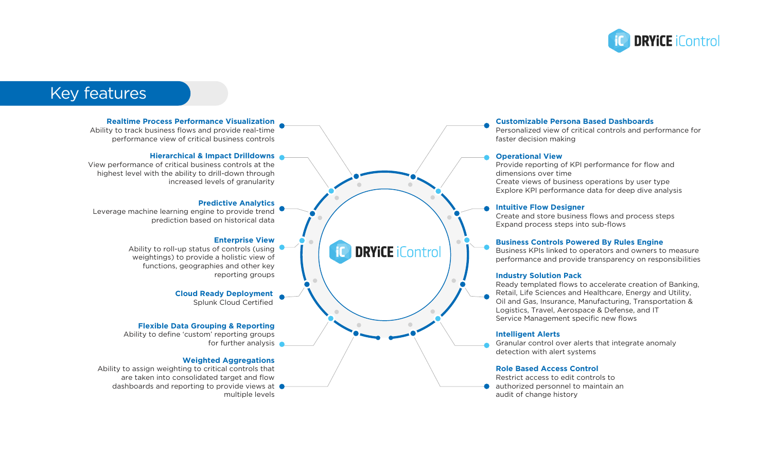# Key features

### Realtime Process Performance Visualization
Ability to track business flows and provide real-time performance view of critical business controls

### Hierarchical & Impact Drilldowns
View performance of critical business controls at the highest level with the ability to drill-down through increased levels of granularity

### Predictive Analytics
Leverage machine learning engine to provide trend prediction based on historical data

### Enterprise View
Ability to roll-up status of controls (using weightings) to provide a holistic view of functions, geographies and other key reporting groups

### Cloud Ready Deployment
Splunk Cloud Certified

### Flexible Data Grouping & Reporting
Ability to define 'custom' reporting groups for further analysis

### Weighted Aggregations
Ability to assign weighting to critical controls that are taken into consolidated target and flow dashboards and reporting to provide views at multiple levels

### Customizable Persona Based Dashboards
Personalized view of critical controls and performance for faster decision making

### Operational View
Provide reporting of KPI performance for flow and dimensions over time
Create views of business operations by user type
Explore KPI performance data for deep dive analysis

### Intuitive Flow Designer
Create and store business flows and process steps
Expand process steps into sub-flows

### Business Controls Powered By Rules Engine
Business KPIs linked to operators and owners to measure performance and provide transparency on responsibilities

### Industry Solution Pack
Ready templated flows to accelerate creation of Banking, Retail, Life Sciences and Healthcare, Energy and Utility, Oil and Gas, Insurance, Manufacturing, Transportation & Logistics, Travel, Aerospace & Defense, and IT Service Management specific new flows

### Intelligent Alerts
Granular control over alerts that integrate anomaly detection with alert systems

### Role Based Access Control
Restrict access to edit controls to authorized personnel to maintain an audit of change history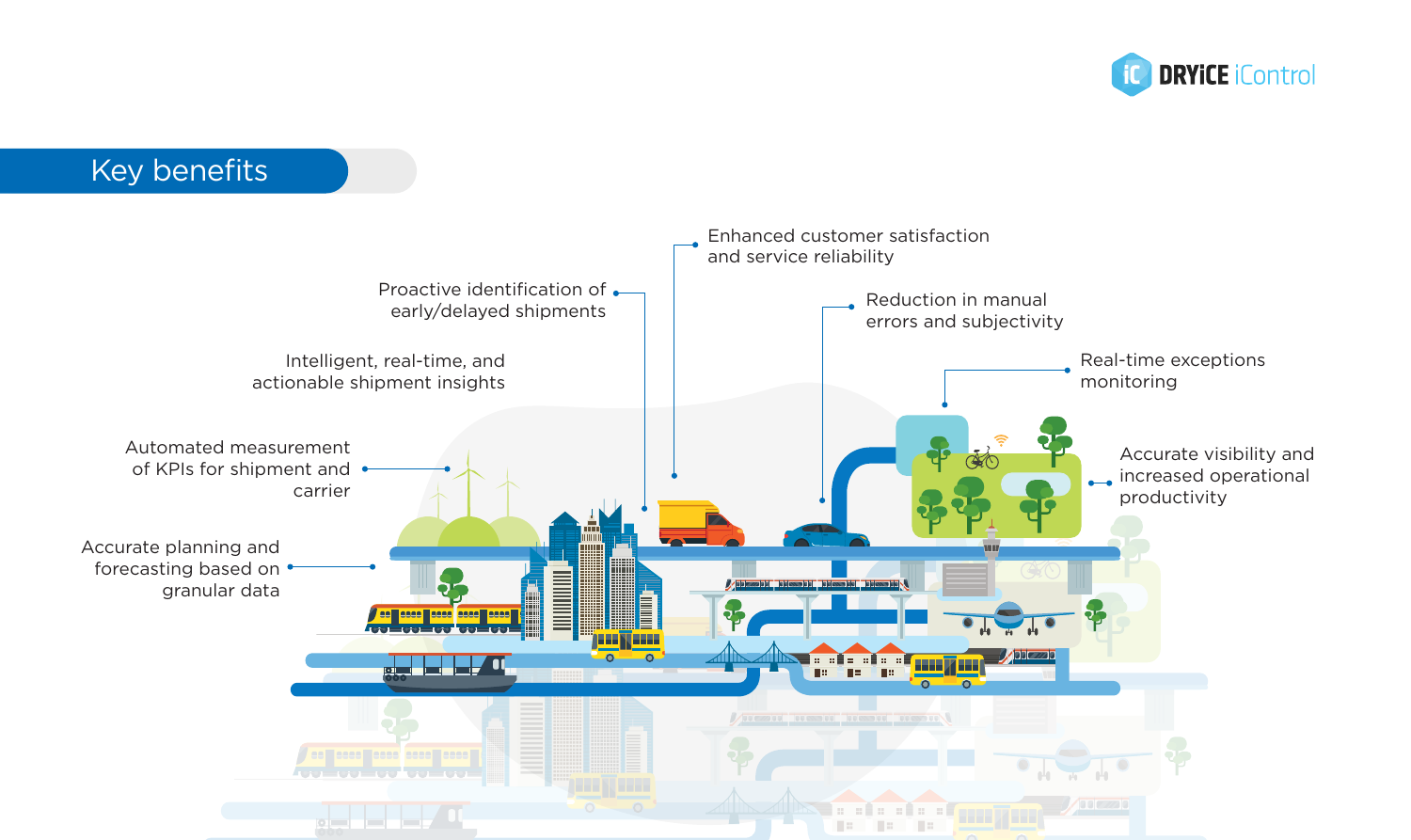## Key benefits

- Enhanced customer satisfaction and service reliability
- Proactive identification of early/delayed shipments
- Reduction in manual errors and subjectivity
- Intelligent, real-time, and actionable shipment insights
- Real-time exceptions monitoring
- Automated measurement of KPIs for shipment and carrier
- Accurate visibility and increased operational productivity
- Accurate planning and forecasting based on granular data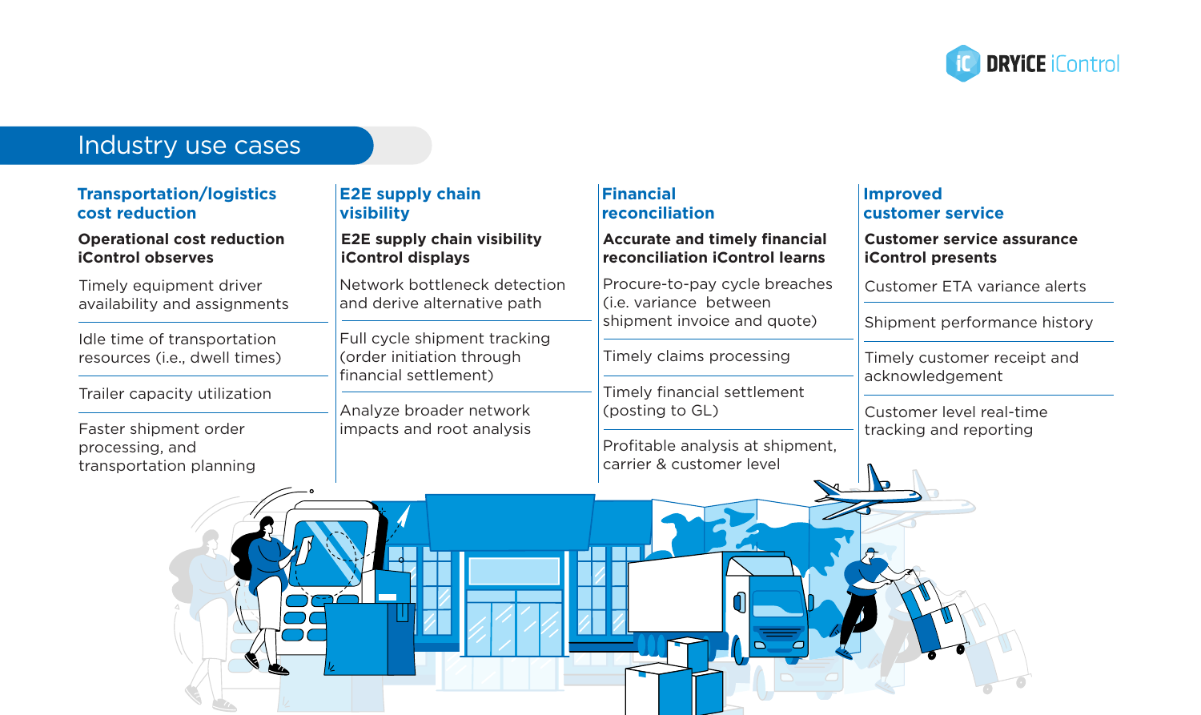## Industry use cases

### Transportation/logistics cost reduction

**Operational cost reduction iControl observes**

- Timely equipment driver availability and assignments
- Idle time of transportation resources (i.e., dwell times)
- Trailer capacity utilization
- Faster shipment order processing, and transportation planning

### E2E supply chain visibility

**E2E supply chain visibility iControl displays**

- Network bottleneck detection and derive alternative path
- Full cycle shipment tracking (order initiation through financial settlement)
- Analyze broader network impacts and root analysis

### Financial reconciliation

**Accurate and timely financial reconciliation iControl learns**

- Procure-to-pay cycle breaches (i.e. variance between shipment invoice and quote)
- Timely claims processing
- Timely financial settlement (posting to GL)
- Profitable analysis at shipment, carrier & customer level

### Improved customer service

**Customer service assurance iControl presents**

- Customer ETA variance alerts
- Shipment performance history
- Timely customer receipt and acknowledgement
- Customer level real-time tracking and reporting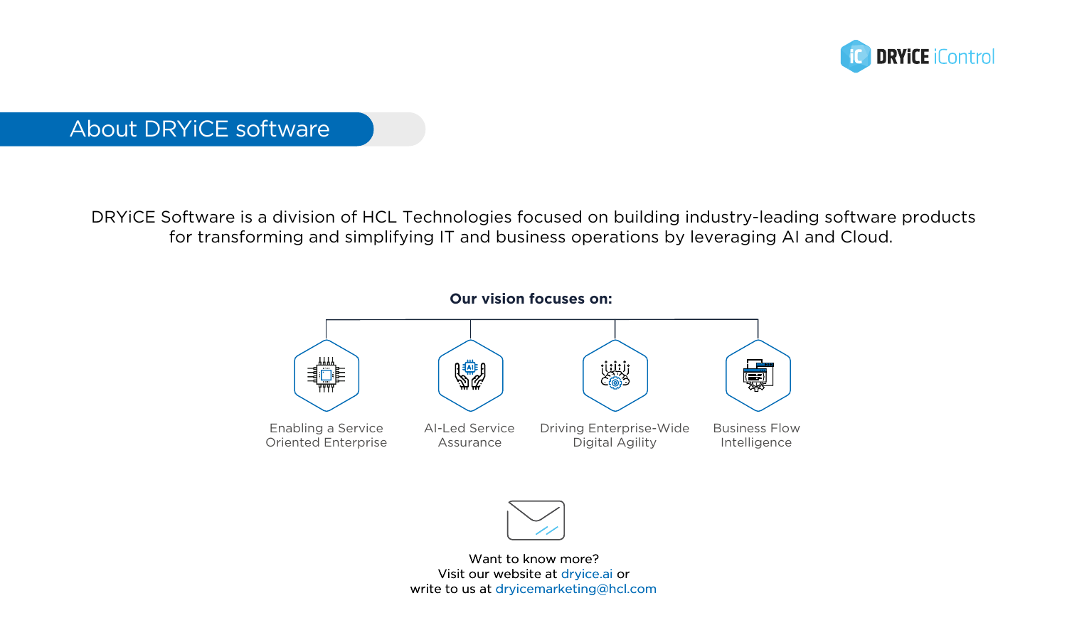## About DRYiCE software

DRYiCE Software is a division of HCL Technologies focused on building industry-leading software products for transforming and simplifying IT and business operations by leveraging AI and Cloud.

**Our vision focuses on:**

- Enabling a Service Oriented Enterprise
- AI-Led Service Assurance
- Driving Enterprise-Wide Digital Agility
- Business Flow Intelligence

Want to know more?
Visit our website at dryice.ai or
write to us at dryicemarketing@hcl.com